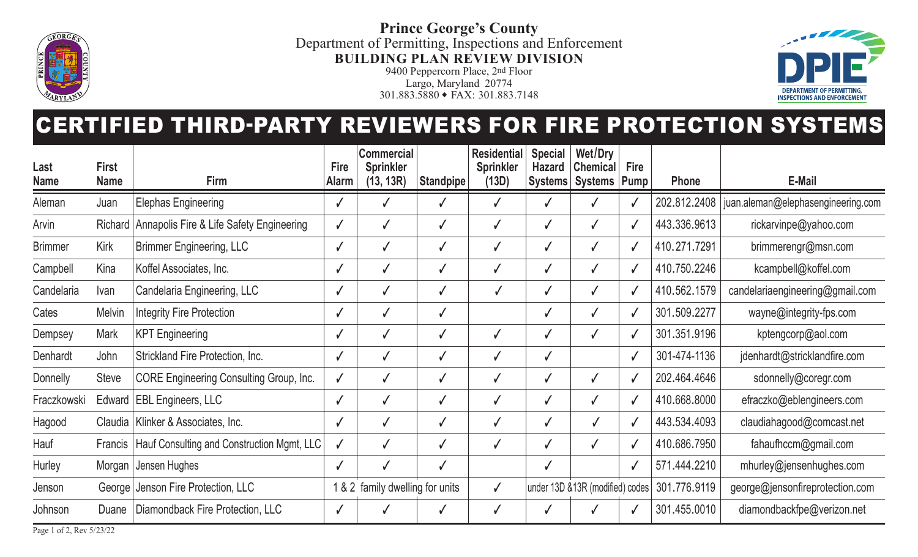**Prince George's County**
Department of Permitting, Inspections and Enforcement
**BUILDING PLAN REVIEW DIVISION**
9400 Peppercorn Place, 2nd Floor
Largo, Maryland 20774
301.883.5880 ◆ FAX: 301.883.7148

# CERTIFIED THIRD-PARTY REVIEWERS FOR FIRE PROTECTION SYSTEMS

| Last Name | First Name | Firm | Fire Alarm | Commercial Sprinkler (13, 13R) | Standpipe | Residential Sprinkler (13D) | Special Hazard Systems | Wet/Dry Chemical Systems | Fire Pump | Phone | E-Mail |
|---|---|---|---|---|---|---|---|---|---|---|---|
| Aleman | Juan | Elephas Engineering | ✓ | ✓ | ✓ | ✓ | ✓ | ✓ | ✓ | 202.812.2408 | juan.aleman@elephasengineering.com |
| Arvin | Richard | Annapolis Fire & Life Safety Engineering | ✓ | ✓ | ✓ | ✓ | ✓ | ✓ | ✓ | 443.336.9613 | rickarvinpe@yahoo.com |
| Brimmer | Kirk | Brimmer Engineering, LLC | ✓ | ✓ | ✓ | ✓ | ✓ | ✓ | ✓ | 410.271.7291 | brimmerengr@msn.com |
| Campbell | Kina | Koffel Associates, Inc. | ✓ | ✓ | ✓ | ✓ | ✓ | ✓ | ✓ | 410.750.2246 | kcampbell@koffel.com |
| Candelaria | Ivan | Candelaria Engineering, LLC | ✓ | ✓ | ✓ | ✓ | ✓ | ✓ | ✓ | 410.562.1579 | candelariaengineering@gmail.com |
| Cates | Melvin | Integrity Fire Protection | ✓ | ✓ | ✓ | | ✓ | ✓ | ✓ | 301.509.2277 | wayne@integrity-fps.com |
| Dempsey | Mark | KPT Engineering | ✓ | ✓ | ✓ | ✓ | ✓ | ✓ | ✓ | 301.351.9196 | kptengcorp@aol.com |
| Denhardt | John | Strickland Fire Protection, Inc. | ✓ | ✓ | ✓ | ✓ | ✓ | | ✓ | 301-474-1136 | jdenhardt@stricklandfire.com |
| Donnelly | Steve | CORE Engineering Consulting Group, Inc. | ✓ | ✓ | ✓ | ✓ | ✓ | ✓ | ✓ | 202.464.4646 | sdonnelly@coregr.com |
| Fraczkowski | Edward | EBL Engineers, LLC | ✓ | ✓ | ✓ | ✓ | ✓ | ✓ | ✓ | 410.668.8000 | efraczko@eblengineers.com |
| Hagood | Claudia | Klinker & Associates, Inc. | ✓ | ✓ | ✓ | ✓ | ✓ | ✓ | ✓ | 443.534.4093 | claudiahagood@comcast.net |
| Hauf | Francis | Hauf Consulting and Construction Mgmt, LLC | ✓ | ✓ | ✓ | ✓ | ✓ | ✓ | ✓ | 410.686.7950 | fahaufhccm@gmail.com |
| Hurley | Morgan | Jensen Hughes | ✓ | ✓ | ✓ | | ✓ | | ✓ | 571.444.2210 | mhurley@jensenhughes.com |
| Jenson | George | Jenson Fire Protection, LLC | 1 & 2 family dwelling for units | | | ✓ | under 13D &13R (modified) codes | | | 301.776.9119 | george@jensonfireprotection.com |
| Johnson | Duane | Diamondback Fire Protection, LLC | ✓ | ✓ | ✓ | ✓ | ✓ | ✓ | ✓ | 301.455.0010 | diamondbackfpe@verizon.net |

Rev 5/23/22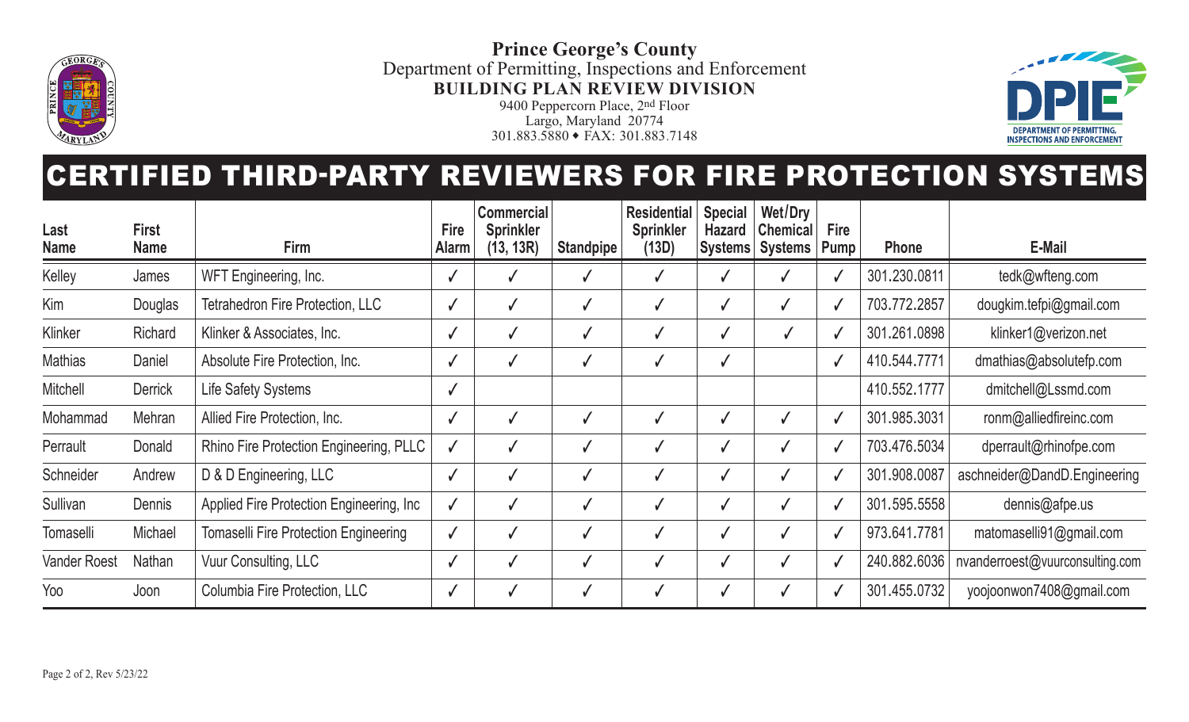**Prince George's County**
Department of Permitting, Inspections and Enforcement
**BUILDING PLAN REVIEW DIVISION**
9400 Peppercorn Place, 2nd Floor
Largo, Maryland 20774
301.883.5880 ◆ FAX: 301.883.7148

# CERTIFIED THIRD-PARTY REVIEWERS FOR FIRE PROTECTION SYSTEMS

| Last Name | First Name | Firm | Fire Alarm | Commercial Sprinkler (13, 13R) | Standpipe | Residential Sprinkler (13D) | Special Hazard Systems | Wet/Dry Chemical Systems | Fire Pump | Phone | E-Mail |
|---|---|---|---|---|---|---|---|---|---|---|---|
| Kelley | James | WFT Engineering, Inc. | ✓ | ✓ | ✓ | ✓ | ✓ | ✓ | ✓ | 301.230.0811 | tedk@wfteng.com |
| Kim | Douglas | Tetrahedron Fire Protection, LLC | ✓ | ✓ | ✓ | ✓ | ✓ | ✓ | ✓ | 703.772.2857 | dougkim.tefpi@gmail.com |
| Klinker | Richard | Klinker & Associates, Inc. | ✓ | ✓ | ✓ | ✓ | ✓ | ✓ | ✓ | 301.261.0898 | klinker1@verizon.net |
| Mathias | Daniel | Absolute Fire Protection, Inc. | ✓ | ✓ | ✓ | ✓ | ✓ | | ✓ | 410.544.7771 | dmathias@absolutefp.com |
| Mitchell | Derrick | Life Safety Systems | ✓ | | | | | | | 410.552.1777 | dmitchell@Lssmd.com |
| Mohammad | Mehran | Allied Fire Protection, Inc. | ✓ | ✓ | ✓ | ✓ | ✓ | ✓ | ✓ | 301.985.3031 | ronm@alliedfireinc.com |
| Perrault | Donald | Rhino Fire Protection Engineering, PLLC | ✓ | ✓ | ✓ | ✓ | ✓ | ✓ | ✓ | 703.476.5034 | dperrault@rhinofpe.com |
| Schneider | Andrew | D & D Engineering, LLC | ✓ | ✓ | ✓ | ✓ | ✓ | ✓ | ✓ | 301.908.0087 | aschneider@DandD.Engineering |
| Sullivan | Dennis | Applied Fire Protection Engineering, Inc | ✓ | ✓ | ✓ | ✓ | ✓ | ✓ | ✓ | 301.595.5558 | dennis@afpe.us |
| Tomaselli | Michael | Tomaselli Fire Protection Engineering | ✓ | ✓ | ✓ | ✓ | ✓ | ✓ | ✓ | 973.641.7781 | matomaselli91@gmail.com |
| Vander Roest | Nathan | Vuur Consulting, LLC | ✓ | ✓ | ✓ | ✓ | ✓ | ✓ | ✓ | 240.882.6036 | nvanderroest@vuurconsulting.com |
| Yoo | Joon | Columbia Fire Protection, LLC | ✓ | ✓ | ✓ | ✓ | ✓ | ✓ | ✓ | 301.455.0732 | yoojoonwon7408@gmail.com |

Rev 5/23/22